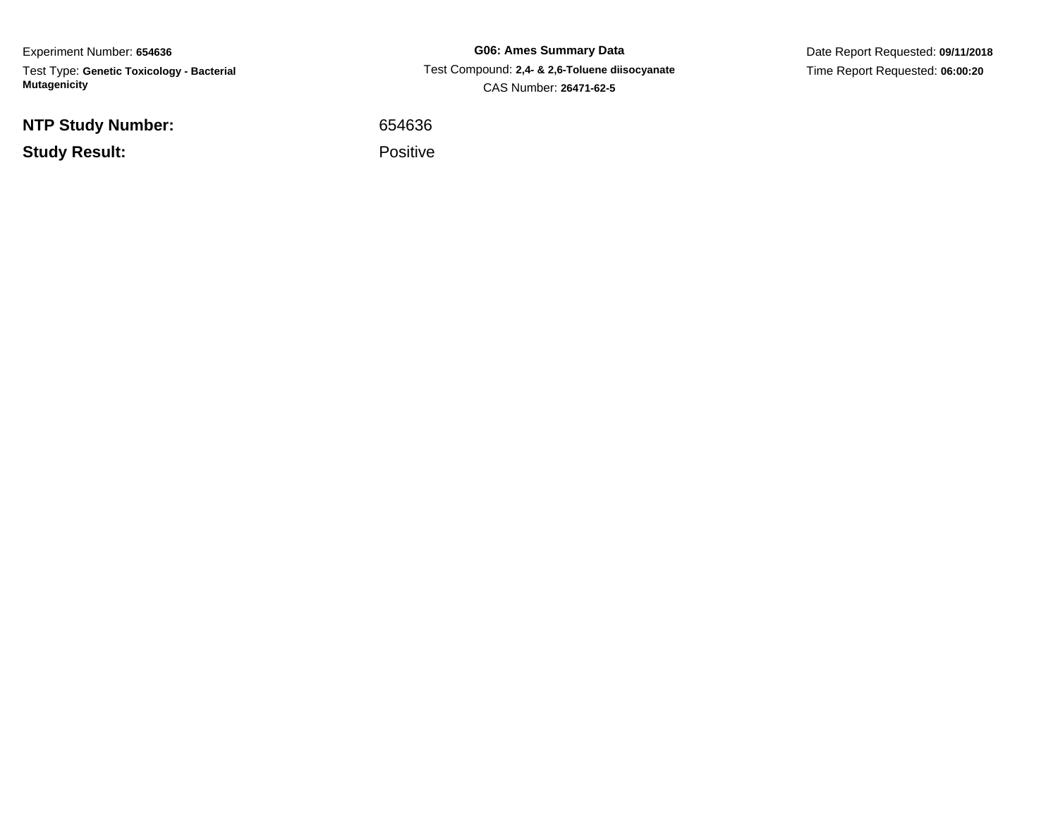Experiment Number: **654636**

Test Type: **Genetic Toxicology - Bacterial Mutagenicity**

**G06: Ames Summary Data**

Test Compound: **2,4- & 2,6-Toluene diisocyanate**

CAS Number: **26471-62-5**

Date Report Requested: **09/11/2018**

Time Report Requested: **06:00:20**

**NTP Study Number:** 654636

**Study Result:** Positive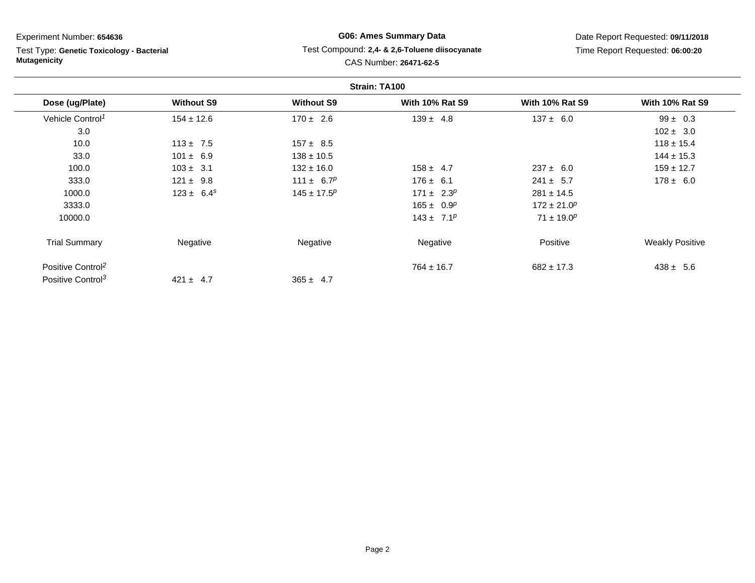Experiment Number: **654636**

Test Type: **Genetic Toxicology - Bacterial Mutagenicity**

**G06: Ames Summary Data**

Test Compound: **2,4- & 2,6-Toluene diisocyanate**

CAS Number: **26471-62-5**

Date Report Requested: **09/11/2018**

Time Report Requested: **06:00:20**

**Strain: TA100**

| Dose (ug/Plate) | Without S9 | Without S9 | With 10% Rat S9 | With 10% Rat S9 | With 10% Rat S9 |
|---|---|---|---|---|---|
| Vehicle Control[1] | 154 ± 12.6 | 170 ± 2.6 | 139 ± 4.8 | 137 ± 6.0 | 99 ± 0.3 |
| 3.0 | | | | | 102 ± 3.0 |
| 10.0 | 113 ± 7.5 | 157 ± 8.5 | | | 118 ± 15.4 |
| 33.0 | 101 ± 6.9 | 138 ± 10.5 | | | 144 ± 15.3 |
| 100.0 | 103 ± 3.1 | 132 ± 16.0 | 158 ± 4.7 | 237 ± 6.0 | 159 ± 12.7 |
| 333.0 | 121 ± 9.8 | 111 ± 6.7[p] | 176 ± 6.1 | 241 ± 5.7 | 178 ± 6.0 |
| 1000.0 | 123 ± 6.4[s] | 145 ± 17.5[p] | 171 ± 2.3[p] | 281 ± 14.5 | |
| 3333.0 | | | 165 ± 0.9[p] | 172 ± 21.0[p] | |
| 10000.0 | | | 143 ± 7.1[p] | 71 ± 19.0[p] | |
| Trial Summary | Negative | Negative | Negative | Positive | Weakly Positive |
| Positive Control[2] | | | 764 ± 16.7 | 682 ± 17.3 | 438 ± 5.6 |
| Positive Control[3] | 421 ± 4.7 | 365 ± 4.7 | | | |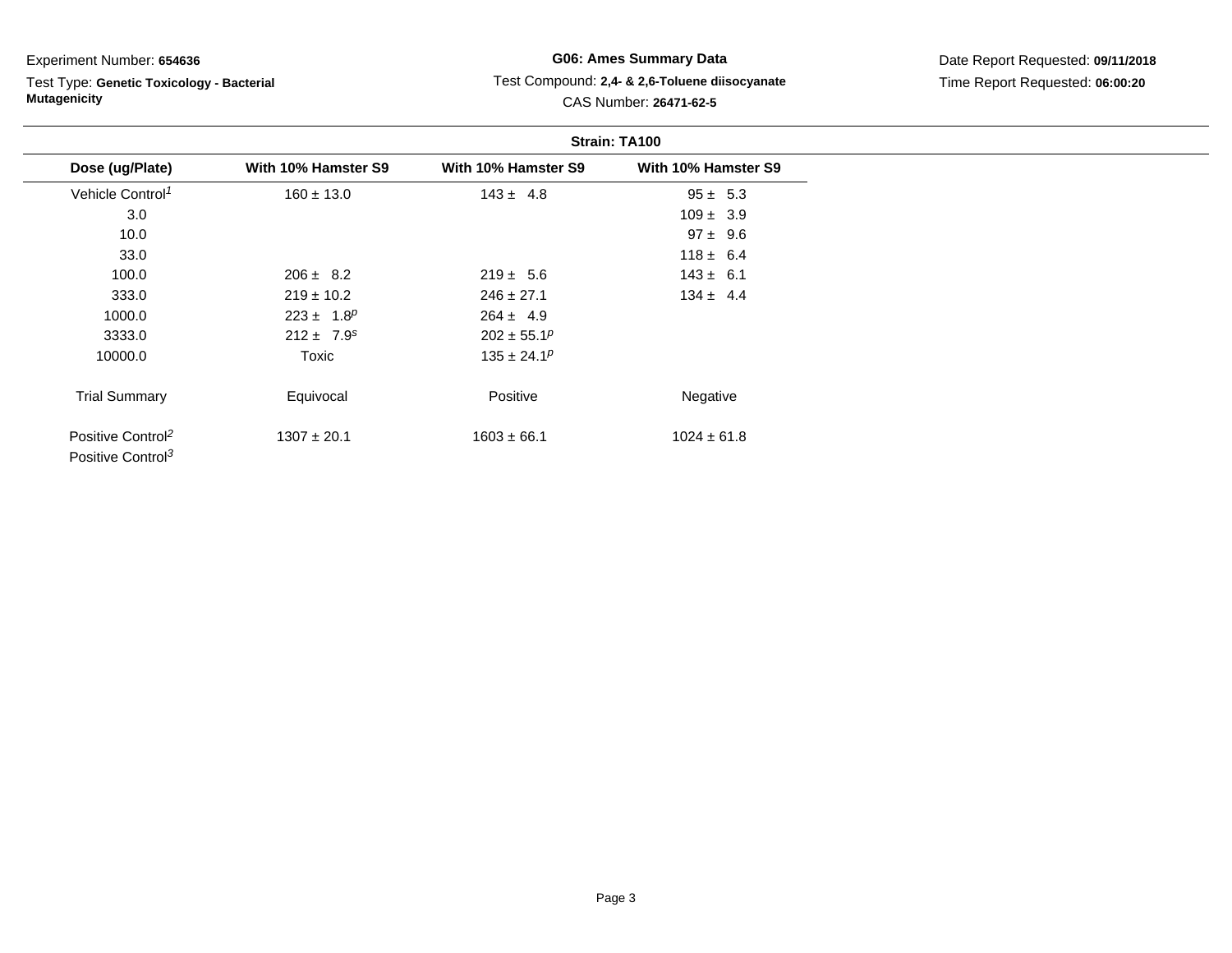Experiment Number: **654636**

Test Type: **Genetic Toxicology - Bacterial Mutagenicity**

**G06: Ames Summary Data**

Test Compound: **2,4- & 2,6-Toluene diisocyanate**

CAS Number: **26471-62-5**

Date Report Requested: **09/11/2018**

Time Report Requested: **06:00:20**

**Strain: TA100**

| Dose (ug/Plate) | With 10% Hamster S9 | With 10% Hamster S9 | With 10% Hamster S9 |
|---|---|---|---|
| Vehicle Control[1] | 160 ± 13.0 | 143 ± 4.8 | 95 ± 5.3 |
| 3.0 | | | 109 ± 3.9 |
| 10.0 | | | 97 ± 9.6 |
| 33.0 | | | 118 ± 6.4 |
| 100.0 | 206 ± 8.2 | 219 ± 5.6 | 143 ± 6.1 |
| 333.0 | 219 ± 10.2 | 246 ± 27.1 | 134 ± 4.4 |
| 1000.0 | 223 ± 1.8[p] | 264 ± 4.9 | |
| 3333.0 | 212 ± 7.9[s] | 202 ± 55.1[p] | |
| 10000.0 | Toxic | 135 ± 24.1[p] | |
| Trial Summary | Equivocal | Positive | Negative |
| Positive Control[2] | 1307 ± 20.1 | 1603 ± 66.1 | 1024 ± 61.8 |
| Positive Control[3] | | | |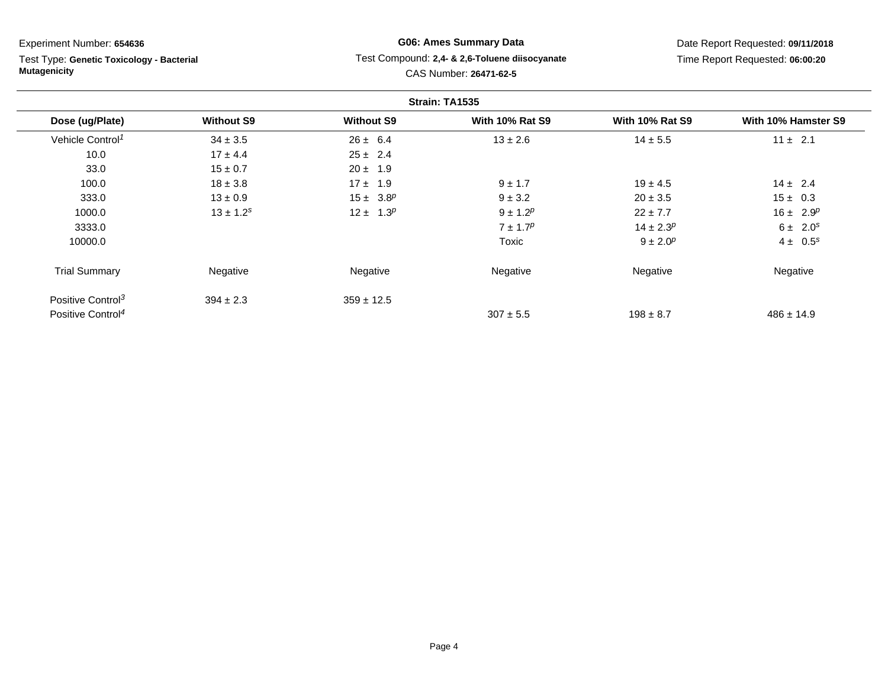Experiment Number: **654636**

Test Type: **Genetic Toxicology - Bacterial Mutagenicity**

**G06: Ames Summary Data**

Test Compound: **2,4- & 2,6-Toluene diisocyanate**

CAS Number: **26471-62-5**

Date Report Requested: **09/11/2018**

Time Report Requested: **06:00:20**

**Strain: TA1535**

| Dose (ug/Plate) | Without S9 | Without S9 | With 10% Rat S9 | With 10% Rat S9 | With 10% Hamster S9 |
|---|---|---|---|---|---|
| Vehicle Control[1] | 34 ± 3.5 | 26 ± 6.4 | 13 ± 2.6 | 14 ± 5.5 | 11 ± 2.1 |
| 10.0 | 17 ± 4.4 | 25 ± 2.4 | | | |
| 33.0 | 15 ± 0.7 | 20 ± 1.9 | | | |
| 100.0 | 18 ± 3.8 | 17 ± 1.9 | 9 ± 1.7 | 19 ± 4.5 | 14 ± 2.4 |
| 333.0 | 13 ± 0.9 | 15 ± 3.8[p] | 9 ± 3.2 | 20 ± 3.5 | 15 ± 0.3 |
| 1000.0 | 13 ± 1.2[s] | 12 ± 1.3[p] | 9 ± 1.2[p] | 22 ± 7.7 | 16 ± 2.9[p] |
| 3333.0 | | | 7 ± 1.7[p] | 14 ± 2.3[p] | 6 ± 2.0[s] |
| 10000.0 | | | Toxic | 9 ± 2.0[p] | 4 ± 0.5[s] |
| Trial Summary | Negative | Negative | Negative | Negative | Negative |
| Positive Control[3] | 394 ± 2.3 | 359 ± 12.5 | | | |
| Positive Control[4] | | | 307 ± 5.5 | 198 ± 8.7 | 486 ± 14.9 |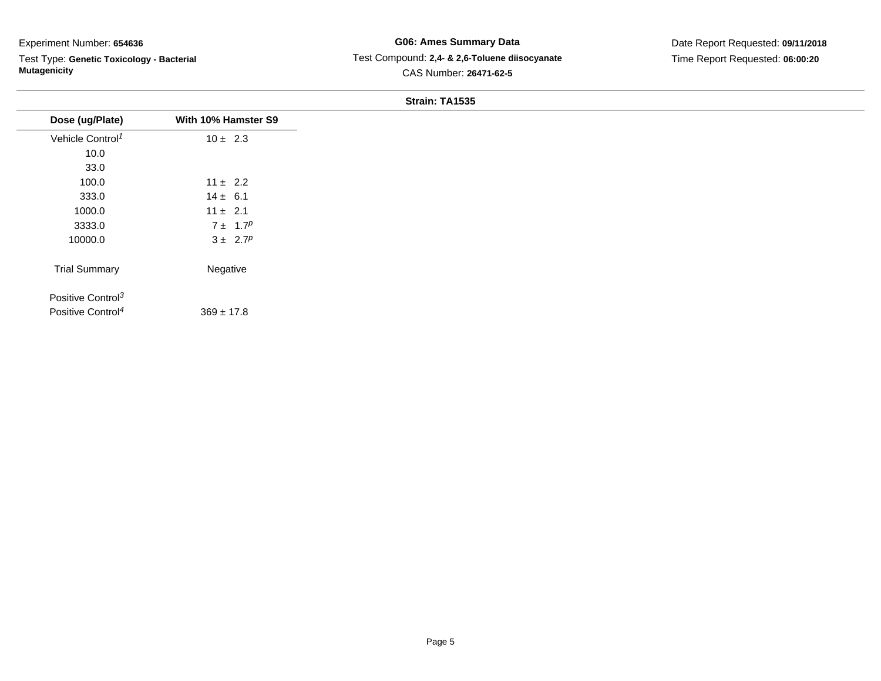Experiment Number: **654636**

Test Type: **Genetic Toxicology - Bacterial Mutagenicity**

**G06: Ames Summary Data**

Test Compound: **2,4- & 2,6-Toluene diisocyanate**

CAS Number: **26471-62-5**

Date Report Requested: **09/11/2018**

Time Report Requested: **06:00:20**

**Strain: TA1535**

| Dose (ug/Plate) | With 10% Hamster S9 |
|---|---|
| Vehicle Control[1] | 10 ± 2.3 |
| 10.0 | |
| 33.0 | |
| 100.0 | 11 ± 2.2 |
| 333.0 | 14 ± 6.1 |
| 1000.0 | 11 ± 2.1 |
| 3333.0 | 7 ± 1.7[p] |
| 10000.0 | 3 ± 2.7[p] |
| Trial Summary | Negative |
| Positive Control[3] | |
| Positive Control[4] | 369 ± 17.8 |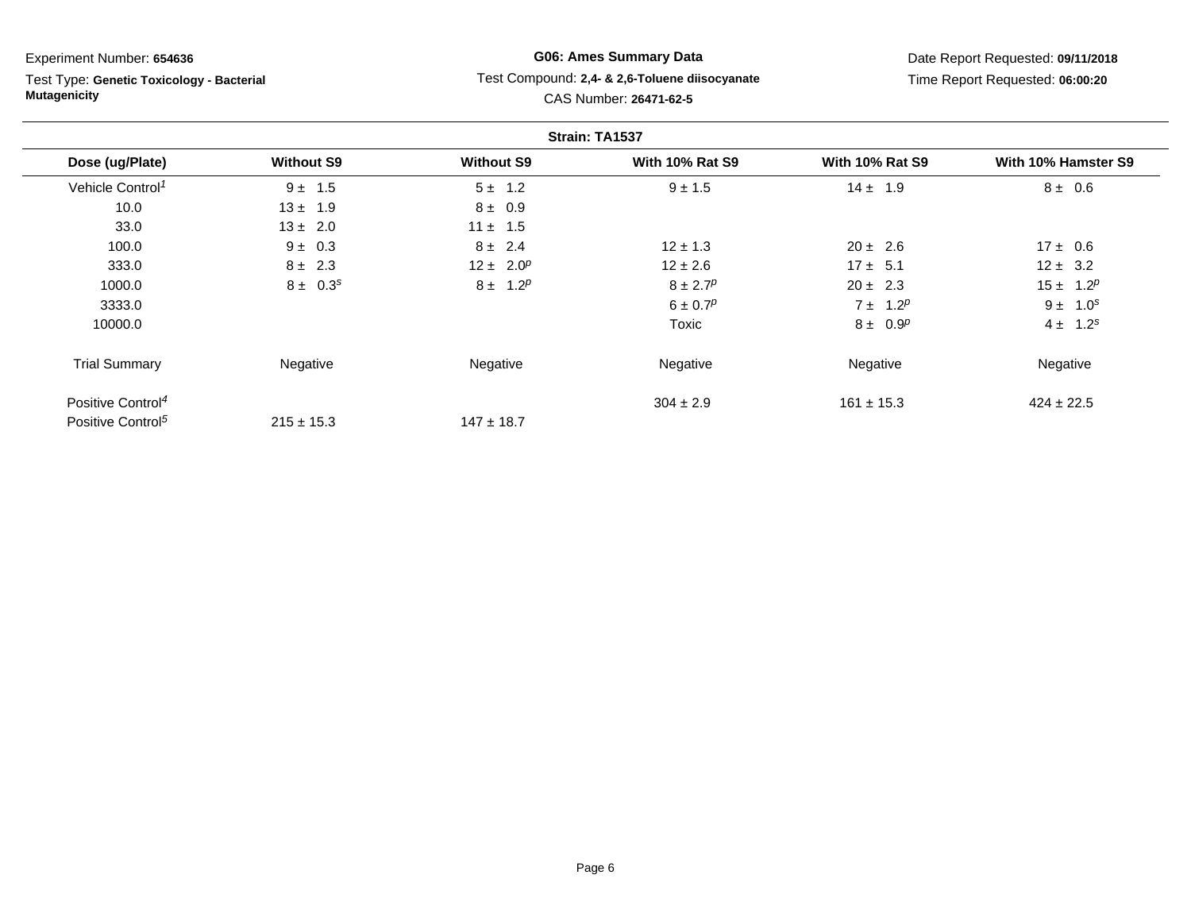Experiment Number: **654636**

Test Type: **Genetic Toxicology - Bacterial Mutagenicity**

**G06: Ames Summary Data**

Test Compound: **2,4- & 2,6-Toluene diisocyanate**

CAS Number: **26471-62-5**

Date Report Requested: **09/11/2018**

Time Report Requested: **06:00:20**

**Strain: TA1537**

| Dose (ug/Plate) | Without S9 | Without S9 | With 10% Rat S9 | With 10% Rat S9 | With 10% Hamster S9 |
|---|---|---|---|---|---|
| Vehicle Control[1] | 9 ± 1.5 | 5 ± 1.2 | 9 ± 1.5 | 14 ± 1.9 | 8 ± 0.6 |
| 10.0 | 13 ± 1.9 | 8 ± 0.9 | | | |
| 33.0 | 13 ± 2.0 | 11 ± 1.5 | | | |
| 100.0 | 9 ± 0.3 | 8 ± 2.4 | 12 ± 1.3 | 20 ± 2.6 | 17 ± 0.6 |
| 333.0 | 8 ± 2.3 | 12 ± 2.0[p] | 12 ± 2.6 | 17 ± 5.1 | 12 ± 3.2 |
| 1000.0 | 8 ± 0.3[s] | 8 ± 1.2[p] | 8 ± 2.7[p] | 20 ± 2.3 | 15 ± 1.2[p] |
| 3333.0 | | | 6 ± 0.7[p] | 7 ± 1.2[p] | 9 ± 1.0[s] |
| 10000.0 | | | Toxic | 8 ± 0.9[p] | 4 ± 1.2[s] |
| Trial Summary | Negative | Negative | Negative | Negative | Negative |
| Positive Control[4] | | | 304 ± 2.9 | 161 ± 15.3 | 424 ± 22.5 |
| Positive Control[5] | 215 ± 15.3 | 147 ± 18.7 | | | |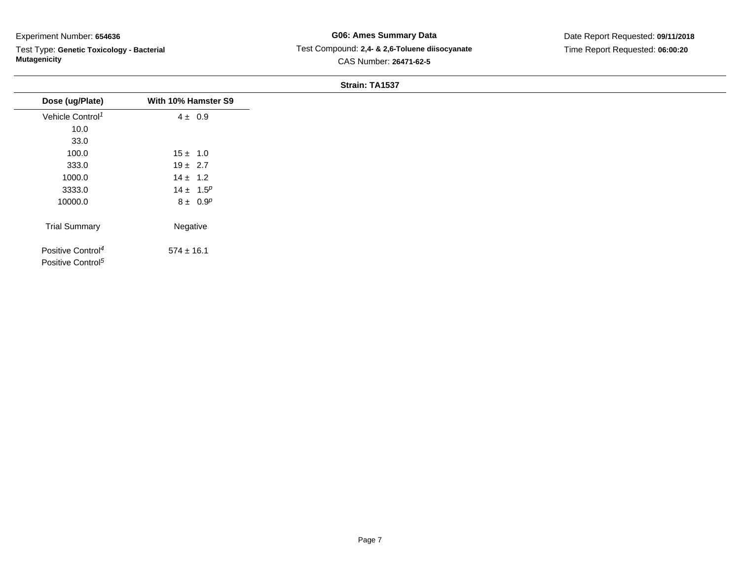Experiment Number: **654636**

Test Type: **Genetic Toxicology - Bacterial Mutagenicity**

**G06: Ames Summary Data**

Test Compound: **2,4- & 2,6-Toluene diisocyanate**

CAS Number: **26471-62-5**

Date Report Requested: **09/11/2018**

Time Report Requested: **06:00:20**

**Strain: TA1537**

| Dose (ug/Plate) | With 10% Hamster S9 |
|---|---|
| Vehicle Control[1] | 4 ± 0.9 |
| 10.0 | |
| 33.0 | |
| 100.0 | 15 ± 1.0 |
| 333.0 | 19 ± 2.7 |
| 1000.0 | 14 ± 1.2 |
| 3333.0 | 14 ± 1.5[p] |
| 10000.0 | 8 ± 0.9[p] |
| Trial Summary | Negative |
| Positive Control[4] | 574 ± 16.1 |
| Positive Control[5] | |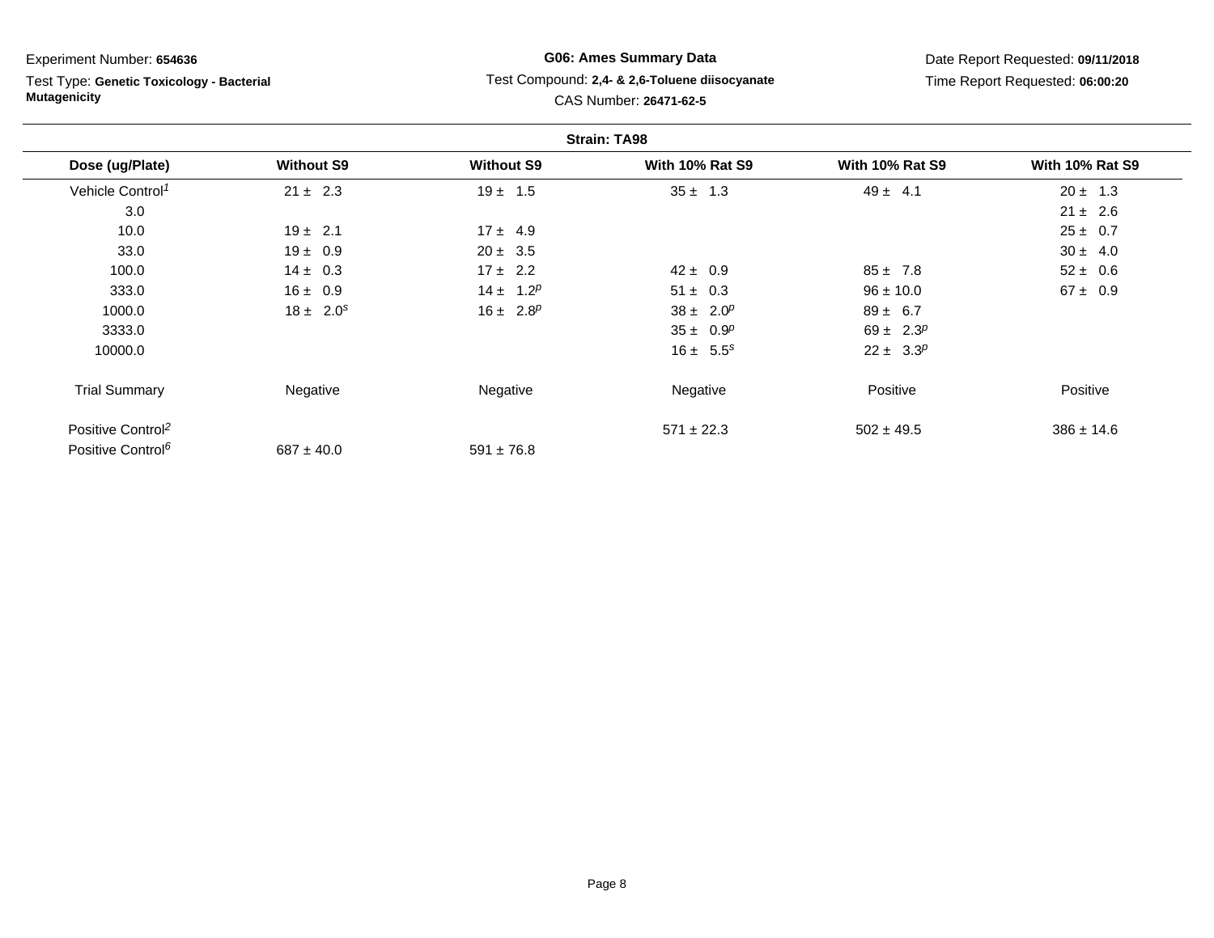Experiment Number: **654636**

Test Type: **Genetic Toxicology - Bacterial Mutagenicity**

**G06: Ames Summary Data**

Test Compound: **2,4- & 2,6-Toluene diisocyanate**

CAS Number: **26471-62-5**

Date Report Requested: **09/11/2018**

Time Report Requested: **06:00:20**

**Strain: TA98**

| Dose (ug/Plate) | Without S9 | Without S9 | With 10% Rat S9 | With 10% Rat S9 | With 10% Rat S9 |
|---|---|---|---|---|---|
| Vehicle Control[1] | 21 ± 2.3 | 19 ± 1.5 | 35 ± 1.3 | 49 ± 4.1 | 20 ± 1.3 |
| 3.0 | | | | | 21 ± 2.6 |
| 10.0 | 19 ± 2.1 | 17 ± 4.9 | | | 25 ± 0.7 |
| 33.0 | 19 ± 0.9 | 20 ± 3.5 | | | 30 ± 4.0 |
| 100.0 | 14 ± 0.3 | 17 ± 2.2 | 42 ± 0.9 | 85 ± 7.8 | 52 ± 0.6 |
| 333.0 | 16 ± 0.9 | 14 ± 1.2[p] | 51 ± 0.3 | 96 ± 10.0 | 67 ± 0.9 |
| 1000.0 | 18 ± 2.0[s] | 16 ± 2.8[p] | 38 ± 2.0[p] | 89 ± 6.7 | |
| 3333.0 | | | 35 ± 0.9[p] | 69 ± 2.3[p] | |
| 10000.0 | | | 16 ± 5.5[s] | 22 ± 3.3[p] | |
| Trial Summary | Negative | Negative | Negative | Positive | Positive |
| Positive Control[2] | | | 571 ± 22.3 | 502 ± 49.5 | 386 ± 14.6 |
| Positive Control[6] | 687 ± 40.0 | 591 ± 76.8 | | | |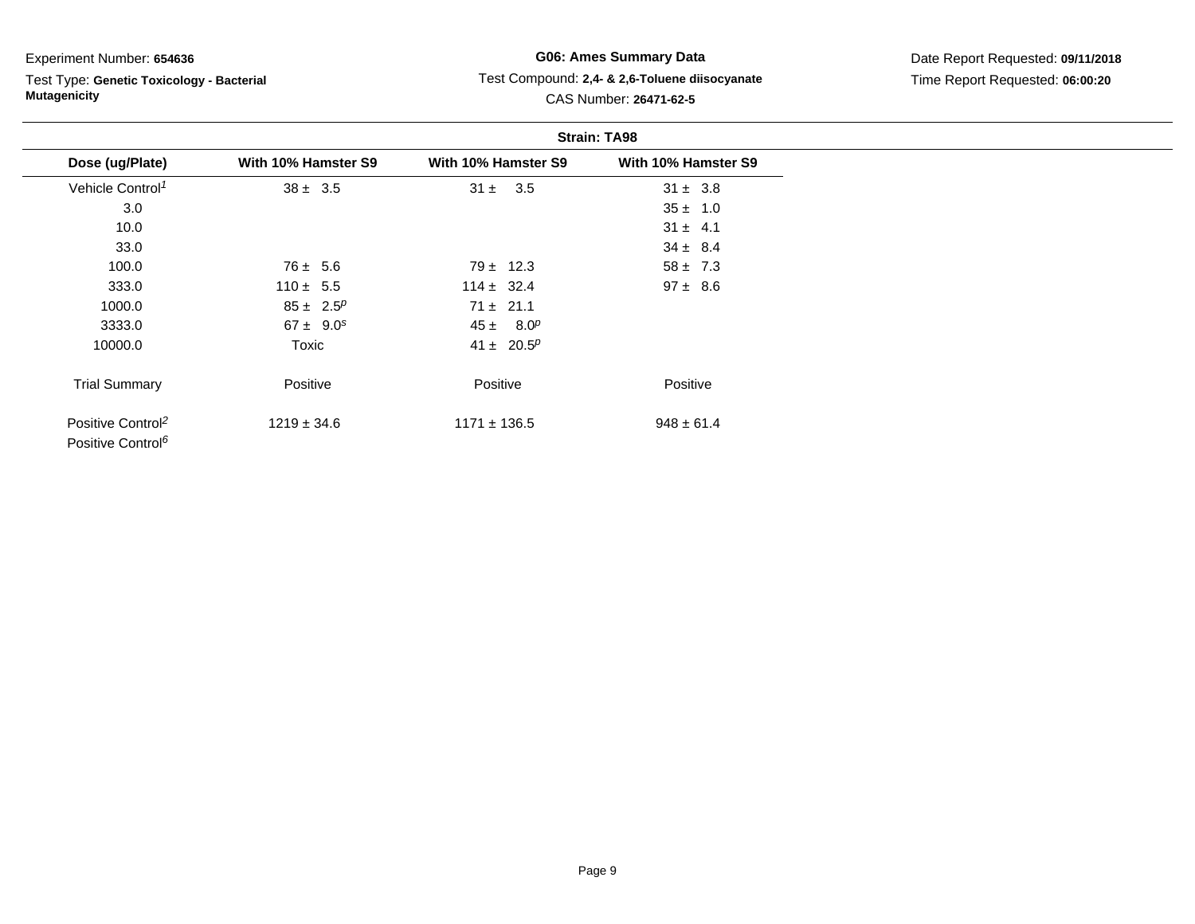Experiment Number: **654636**

Test Type: **Genetic Toxicology - Bacterial Mutagenicity**

**G06: Ames Summary Data**

Test Compound: **2,4- & 2,6-Toluene diisocyanate**

CAS Number: **26471-62-5**

Date Report Requested: **09/11/2018**

Time Report Requested: **06:00:20**

**Strain: TA98**

| Dose (ug/Plate) | With 10% Hamster S9 | With 10% Hamster S9 | With 10% Hamster S9 |
|---|---|---|---|
| Vehicle Control[1] | 38 ± 3.5 | 31 ± 3.5 | 31 ± 3.8 |
| 3.0 | | | 35 ± 1.0 |
| 10.0 | | | 31 ± 4.1 |
| 33.0 | | | 34 ± 8.4 |
| 100.0 | 76 ± 5.6 | 79 ± 12.3 | 58 ± 7.3 |
| 333.0 | 110 ± 5.5 | 114 ± 32.4 | 97 ± 8.6 |
| 1000.0 | 85 ± 2.5[p] | 71 ± 21.1 | |
| 3333.0 | 67 ± 9.0[s] | 45 ± 8.0[p] | |
| 10000.0 | Toxic | 41 ± 20.5[p] | |
| Trial Summary | Positive | Positive | Positive |
| Positive Control[2] | 1219 ± 34.6 | 1171 ± 136.5 | 948 ± 61.4 |
| Positive Control[6] | | | |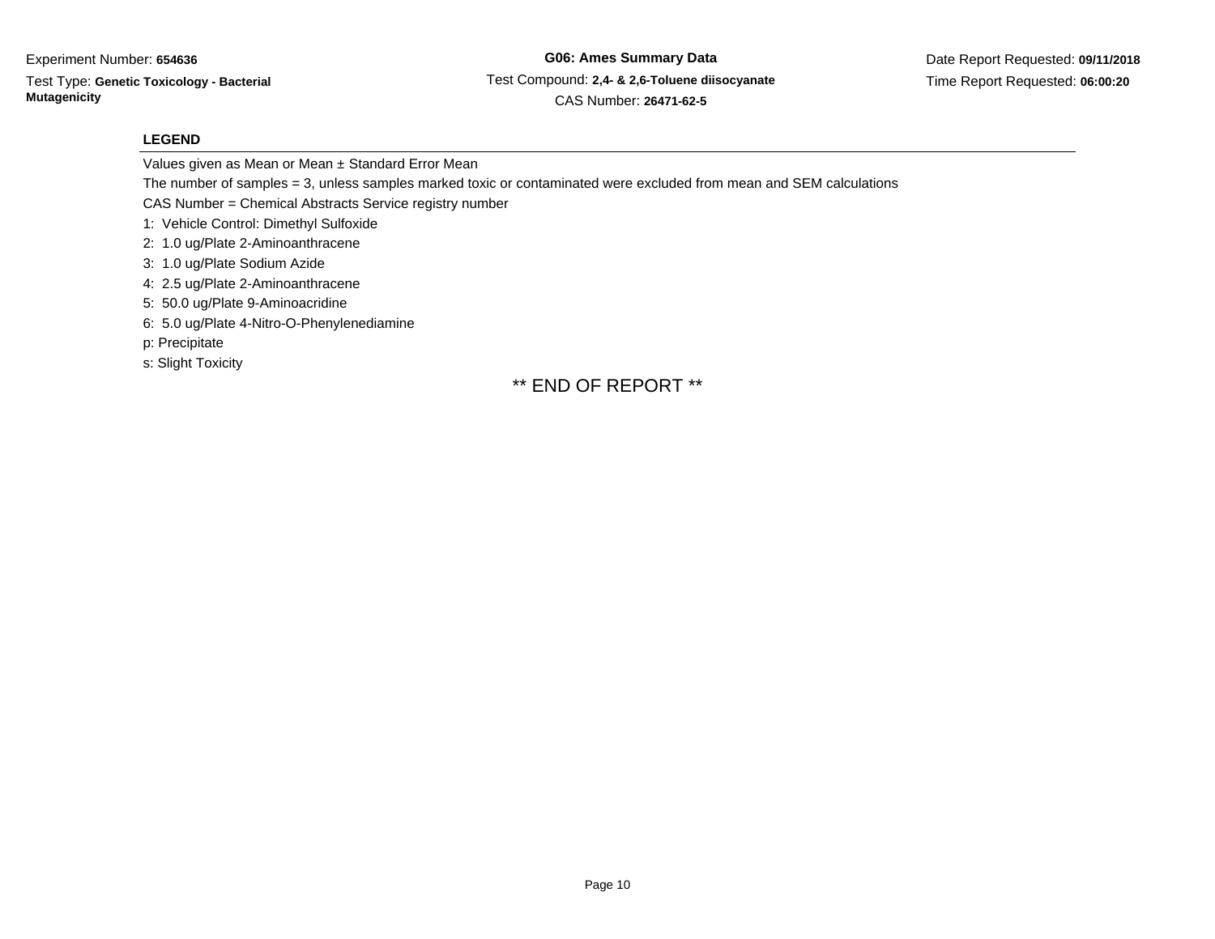Experiment Number: **654636**

Test Type: **Genetic Toxicology - Bacterial Mutagenicity**

**G06: Ames Summary Data**

Test Compound: **2,4- & 2,6-Toluene diisocyanate**

CAS Number: **26471-62-5**

Date Report Requested: **09/11/2018**

Time Report Requested: **06:00:20**

**LEGEND**

Values given as Mean or Mean ± Standard Error Mean

The number of samples = 3, unless samples marked toxic or contaminated were excluded from mean and SEM calculations

CAS Number = Chemical Abstracts Service registry number

1: Vehicle Control: Dimethyl Sulfoxide

2: 1.0 ug/Plate 2-Aminoanthracene

3: 1.0 ug/Plate Sodium Azide

4: 2.5 ug/Plate 2-Aminoanthracene

5: 50.0 ug/Plate 9-Aminoacridine

6: 5.0 ug/Plate 4-Nitro-O-Phenylenediamine

p: Precipitate

s: Slight Toxicity

** END OF REPORT **